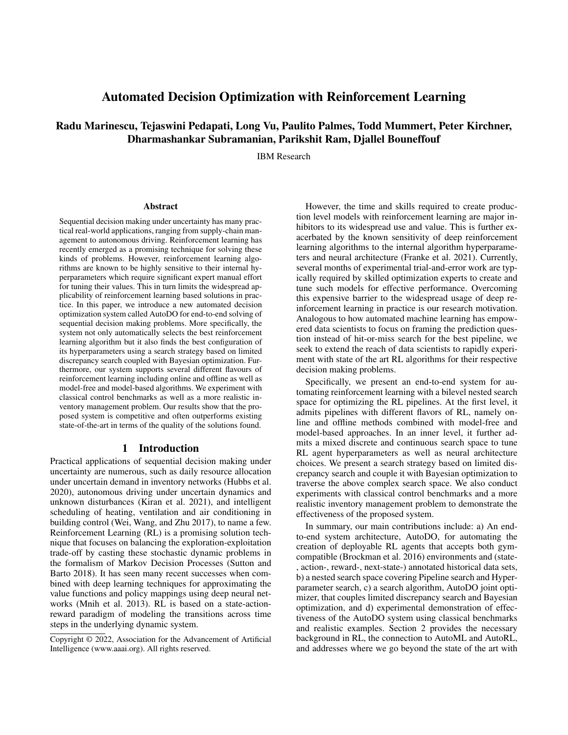# Automated Decision Optimization with Reinforcement Learning

**Radu Marinescu, Tejaswini Pedapati, Long Vu, Paulito Palmes, Todd Mummert, Peter Kirchner, Dharmashankar Subramanian, Parikshit Ram, Djallel Bouneffouf**

IBM Research

## Abstract

Sequential decision making under uncertainty has many practical real-world applications, ranging from supply-chain management to autonomous driving. Reinforcement learning has recently emerged as a promising technique for solving these kinds of problems. However, reinforcement learning algorithms are known to be highly sensitive to their internal hyperparameters which require significant expert manual effort for tuning their values. This in turn limits the widespread applicability of reinforcement learning based solutions in practice. In this paper, we introduce a new automated decision optimization system called AutoDO for end-to-end solving of sequential decision making problems. More specifically, the system not only automatically selects the best reinforcement learning algorithm but it also finds the best configuration of its hyperparameters using a search strategy based on limited discrepancy search coupled with Bayesian optimization. Furthermore, our system supports several different flavours of reinforcement learning including online and offline as well as model-free and model-based algorithms. We experiment with classical control benchmarks as well as a more realistic inventory management problem. Our results show that the proposed system is competitive and often outperforms existing state-of-the-art in terms of the quality of the solutions found.

## 1 Introduction

Practical applications of sequential decision making under uncertainty are numerous, such as daily resource allocation under uncertain demand in inventory networks (Hubbs et al. 2020), autonomous driving under uncertain dynamics and unknown disturbances (Kiran et al. 2021), and intelligent scheduling of heating, ventilation and air conditioning in building control (Wei, Wang, and Zhu 2017), to name a few. Reinforcement Learning (RL) is a promising solution technique that focuses on balancing the exploration-exploitation trade-off by casting these stochastic dynamic problems in the formalism of Markov Decision Processes (Sutton and Barto 2018). It has seen many recent successes when combined with deep learning techniques for approximating the value functions and policy mappings using deep neural networks (Mnih et al. 2013). RL is based on a state-action-reward paradigm of modeling the transitions across time steps in the underlying dynamic system.

Copyright © 2022, Association for the Advancement of Artificial Intelligence (www.aaai.org). All rights reserved.

However, the time and skills required to create production level models with reinforcement learning are major inhibitors to its widespread use and value. This is further exacerbated by the known sensitivity of deep reinforcement learning algorithms to the internal algorithm hyperparameters and neural architecture (Franke et al. 2021). Currently, several months of experimental trial-and-error work are typically required by skilled optimization experts to create and tune such models for effective performance. Overcoming this expensive barrier to the widespread usage of deep reinforcement learning in practice is our research motivation. Analogous to how automated machine learning has empowered data scientists to focus on framing the prediction question instead of hit-or-miss search for the best pipeline, we seek to extend the reach of data scientists to rapidly experiment with state of the art RL algorithms for their respective decision making problems.

Specifically, we present an end-to-end system for automating reinforcement learning with a bilevel nested search space for optimizing the RL pipelines. At the first level, it admits pipelines with different flavors of RL, namely online and offline methods combined with model-free and model-based approaches. In an inner level, it further admits a mixed discrete and continuous search space to tune RL agent hyperparameters as well as neural architecture choices. We present a search strategy based on limited discrepancy search and couple it with Bayesian optimization to traverse the above complex search space. We also conduct experiments with classical control benchmarks and a more realistic inventory management problem to demonstrate the effectiveness of the proposed system.

In summary, our main contributions include: a) An end-to-end system architecture, AutoDO, for automating the creation of deployable RL agents that accepts both gym-compatible (Brockman et al. 2016) environments and (state-, action-, reward-, next-state-) annotated historical data sets, b) a nested search space covering Pipeline search and Hyperparameter search, c) a search algorithm, AutoDO joint optimizer, that couples limited discrepancy search and Bayesian optimization, and d) experimental demonstration of effectiveness of the AutoDO system using classical benchmarks and realistic examples. Section 2 provides the necessary background in RL, the connection to AutoML and AutoRL, and addresses where we go beyond the state of the art with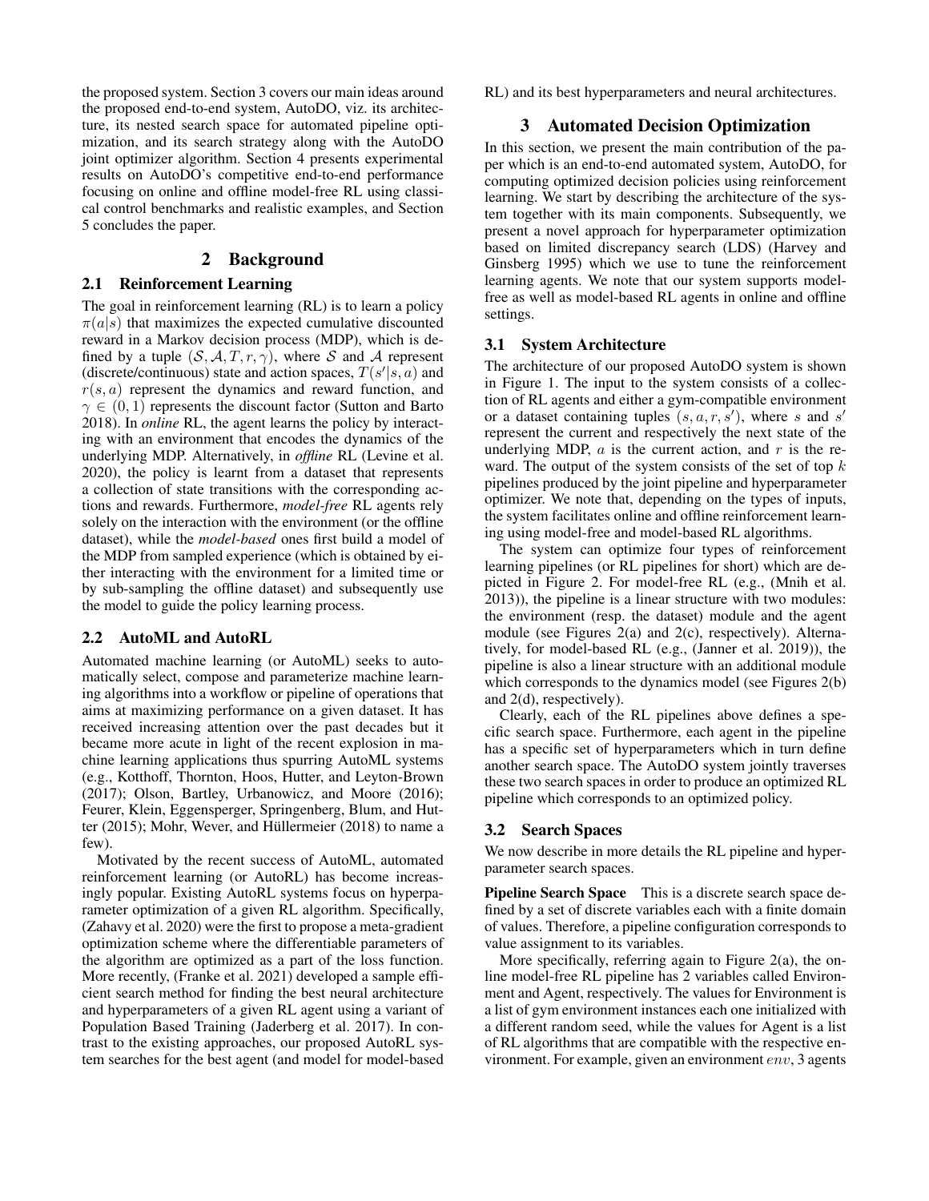the proposed system. Section 3 covers our main ideas around the proposed end-to-end system, AutoDO, viz. its architecture, its nested search space for automated pipeline optimization, and its search strategy along with the AutoDO joint optimizer algorithm. Section 4 presents experimental results on AutoDO's competitive end-to-end performance focusing on online and offline model-free RL using classical control benchmarks and realistic examples, and Section 5 concludes the paper.

## 2 Background

### 2.1 Reinforcement Learning

The goal in reinforcement learning (RL) is to learn a policy $\pi(a|s)$ that maximizes the expected cumulative discounted reward in a Markov decision process (MDP), which is defined by a tuple $(\mathcal{S}, \mathcal{A}, T, r, \gamma)$, where $\mathcal{S}$ and $\mathcal{A}$ represent (discrete/continuous) state and action spaces, $T(s'|s,a)$ and $r(s,a)$ represent the dynamics and reward function, and $\gamma \in (0,1)$ represents the discount factor (Sutton and Barto 2018). In *online* RL, the agent learns the policy by interacting with an environment that encodes the dynamics of the underlying MDP. Alternatively, in *offline* RL (Levine et al. 2020), the policy is learnt from a dataset that represents a collection of state transitions with the corresponding actions and rewards. Furthermore, *model-free* RL agents rely solely on the interaction with the environment (or the offline dataset), while the *model-based* ones first build a model of the MDP from sampled experience (which is obtained by either interacting with the environment for a limited time or by sub-sampling the offline dataset) and subsequently use the model to guide the policy learning process.

### 2.2 AutoML and AutoRL

Automated machine learning (or AutoML) seeks to automatically select, compose and parameterize machine learning algorithms into a workflow or pipeline of operations that aims at maximizing performance on a given dataset. It has received increasing attention over the past decades but it became more acute in light of the recent explosion in machine learning applications thus spurring AutoML systems (e.g., Kotthoff, Thornton, Hoos, Hutter, and Leyton-Brown (2017); Olson, Bartley, Urbanowicz, and Moore (2016); Feurer, Klein, Eggensperger, Springenberg, Blum, and Hutter (2015); Mohr, Wever, and Hüllermeier (2018) to name a few).

Motivated by the recent success of AutoML, automated reinforcement learning (or AutoRL) has become increasingly popular. Existing AutoRL systems focus on hyperparameter optimization of a given RL algorithm. Specifically, (Zahavy et al. 2020) were the first to propose a meta-gradient optimization scheme where the differentiable parameters of the algorithm are optimized as a part of the loss function. More recently, (Franke et al. 2021) developed a sample efficient search method for finding the best neural architecture and hyperparameters of a given RL agent using a variant of Population Based Training (Jaderberg et al. 2017). In contrast to the existing approaches, our proposed AutoRL system searches for the best agent (and model for model-based RL) and its best hyperparameters and neural architectures.

## 3 Automated Decision Optimization

In this section, we present the main contribution of the paper which is an end-to-end automated system, AutoDO, for computing optimized decision policies using reinforcement learning. We start by describing the architecture of the system together with its main components. Subsequently, we present a novel approach for hyperparameter optimization based on limited discrepancy search (LDS) (Harvey and Ginsberg 1995) which we use to tune the reinforcement learning agents. We note that our system supports model-free as well as model-based RL agents in online and offline settings.

### 3.1 System Architecture

The architecture of our proposed AutoDO system is shown in Figure 1. The input to the system consists of a collection of RL agents and either a gym-compatible environment or a dataset containing tuples $(s, a, r, s')$, where $s$ and $s'$ represent the current and respectively the next state of the underlying MDP, $a$ is the current action, and $r$ is the reward. The output of the system consists of the set of top $k$ pipelines produced by the joint pipeline and hyperparameter optimizer. We note that, depending on the types of inputs, the system facilitates online and offline reinforcement learning using model-free and model-based RL algorithms.

The system can optimize four types of reinforcement learning pipelines (or RL pipelines for short) which are depicted in Figure 2. For model-free RL (e.g., (Mnih et al. 2013)), the pipeline is a linear structure with two modules: the environment (resp. the dataset) module and the agent module (see Figures 2(a) and 2(c), respectively). Alternatively, for model-based RL (e.g., (Janner et al. 2019)), the pipeline is also a linear structure with an additional module which corresponds to the dynamics model (see Figures 2(b) and 2(d), respectively).

Clearly, each of the RL pipelines above defines a specific search space. Furthermore, each agent in the pipeline has a specific set of hyperparameters which in turn define another search space. The AutoDO system jointly traverses these two search spaces in order to produce an optimized RL pipeline which corresponds to an optimized policy.

### 3.2 Search Spaces

We now describe in more details the RL pipeline and hyperparameter search spaces.

**Pipeline Search Space** This is a discrete search space defined by a set of discrete variables each with a finite domain of values. Therefore, a pipeline configuration corresponds to value assignment to its variables.

More specifically, referring again to Figure 2(a), the online model-free RL pipeline has 2 variables called Environment and Agent, respectively. The values for Environment is a list of gym environment instances each one initialized with a different random seed, while the values for Agent is a list of RL algorithms that are compatible with the respective environment. For example, given an environment $env$, 3 agents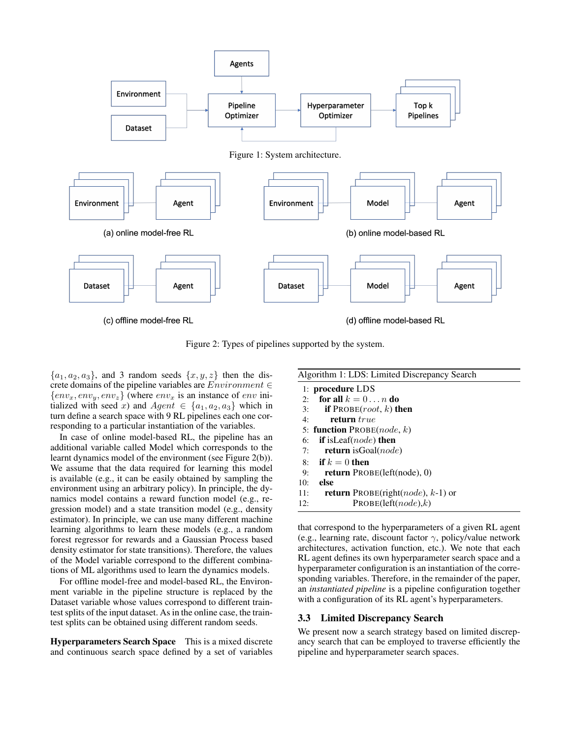Figure 1: System architecture.

Figure 2: Types of pipelines supported by the system.

$\{a_1, a_2, a_3\}$, and 3 random seeds $\{x, y, z\}$ then the discrete domains of the pipeline variables are $Environment \in \{env_x, env_y, env_z\}$ (where $env_x$ is an instance of $env$ initialized with seed $x$) and $Agent \in \{a_1, a_2, a_3\}$ which in turn define a search space with 9 RL pipelines each one corresponding to a particular instantiation of the variables.

In case of online model-based RL, the pipeline has an additional variable called Model which corresponds to the learnt dynamics model of the environment (see Figure 2(b)). We assume that the data required for learning this model is available (e.g., it can be easily obtained by sampling the environment using an arbitrary policy). In principle, the dynamics model contains a reward function model (e.g., regression model) and a state transition model (e.g., density estimator). In principle, we can use many different machine learning algorithms to learn these models (e.g., a random forest regressor for rewards and a Gaussian Process based density estimator for state transitions). Therefore, the values of the Model variable correspond to the different combinations of ML algorithms used to learn the dynamics models.

For offline model-free and model-based RL, the Environment variable in the pipeline structure is replaced by the Dataset variable whose values correspond to different train-test splits of the input dataset. As in the online case, the train-test splits can be obtained using different random seeds.

**Hyperparameters Search Space** This is a mixed discrete and continuous search space defined by a set of variables that correspond to the hyperparameters of a given RL agent (e.g., learning rate, discount factor $\gamma$, policy/value network architectures, activation function, etc.). We note that each RL agent defines its own hyperparameter search space and a hyperparameter configuration is an instantiation of the corresponding variables. Therefore, in the remainder of the paper, an *instantiated pipeline* is a pipeline configuration together with a configuration of its RL agent's hyperparameters.

**Algorithm 1**: LDS: Limited Discrepancy Search

```
1:  procedure LDS
2:    for all k = 0 ... n do
3:      if PROBE(root, k) then
4:        return true
5:  function PROBE(node, k)
6:    if isLeaf(node) then
7:      return isGoal(node)
8:    if k = 0 then
9:      return PROBE(left(node), 0)
10:   else
11:     return PROBE(right(node), k-1) or
12:            PROBE(left(node),k)
```

### 3.3 Limited Discrepancy Search

We present now a search strategy based on limited discrepancy search that can be employed to traverse efficiently the pipeline and hyperparameter search spaces.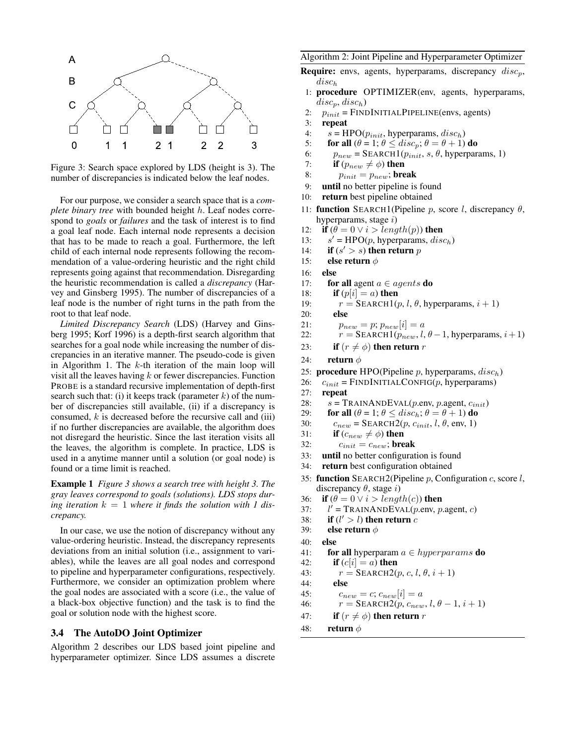Figure 3: Search space explored by LDS (height is 3). The number of discrepancies is indicated below the leaf nodes.

For our purpose, we consider a search space that is a *complete binary tree* with bounded height $h$. Leaf nodes correspond to *goals* or *failures* and the task of interest is to find a goal leaf node. Each internal node represents a decision that has to be made to reach a goal. Furthermore, the left child of each internal node represents following the recommendation of a value-ordering heuristic and the right child represents going against that recommendation. Disregarding the heuristic recommendation is called a *discrepancy* (Harvey and Ginsberg 1995). The number of discrepancies of a leaf node is the number of right turns in the path from the root to that leaf node.

*Limited Discrepancy Search* (LDS) (Harvey and Ginsberg 1995; Korf 1996) is a depth-first search algorithm that searches for a goal node while increasing the number of discrepancies in an iterative manner. The pseudo-code is given in Algorithm 1. The $k$-th iteration of the main loop will visit all the leaves having $k$ or fewer discrepancies. Function PROBE is a standard recursive implementation of depth-first search such that: (i) it keeps track (parameter $k$) of the number of discrepancies still available, (ii) if a discrepancy is consumed, $k$ is decreased before the recursive call and (iii) if no further discrepancies are available, the algorithm does not disregard the heuristic. Since the last iteration visits all the leaves, the algorithm is complete. In practice, LDS is used in a anytime manner until a solution (or goal node) is found or a time limit is reached.

**Example 1** *Figure 3 shows a search tree with height 3. The gray leaves correspond to goals (solutions). LDS stops during iteration $k = 1$ where it finds the solution with 1 discrepancy.*

In our case, we use the notion of discrepancy without any value-ordering heuristic. Instead, the discrepancy represents deviations from an initial solution (i.e., assignment to variables), while the leaves are all goal nodes and correspond to pipeline and hyperparameter configurations, respectively. Furthermore, we consider an optimization problem where the goal nodes are associated with a score (i.e., the value of a black-box objective function) and the task is to find the goal or solution node with the highest score.

### 3.4 The AutoDO Joint Optimizer

Algorithm 2 describes our LDS based joint pipeline and hyperparameter optimizer. Since LDS assumes a discrete

**Algorithm 2: Joint Pipeline and Hyperparameter Optimizer**

```
Require: envs, agents, hyperparams, discrepancy disc_p, disc_h
 1: procedure OPTIMIZER(env, agents, hyperparams, disc_p, disc_h)
 2:   p_init = FINDINITIALPIPELINE(envs, agents)
 3:   repeat
 4:     s = HPO(p_init, hyperparams, disc_h)
 5:     for all (θ = 1; θ ≤ disc_p; θ = θ + 1) do
 6:       p_new = SEARCH1(p_init, s, θ, hyperparams, 1)
 7:       if (p_new ≠ φ) then
 8:         p_init = p_new; break
 9:   until no better pipeline is found
10:   return best pipeline obtained
11: function SEARCH1(Pipeline p, score l, discrepancy θ, hyperparams, stage i)
12:   if (θ = 0 ∨ i > length(p)) then
13:     s' = HPO(p, hyperparams, disc_h)
14:     if (s' > s) then return p
15:     else return φ
16:   else
17:     for all agent a ∈ agents do
18:       if (p[i] = a) then
19:         r = SEARCH1(p, l, θ, hyperparams, i + 1)
20:       else
21:         p_new = p; p_new[i] = a
22:         r = SEARCH1(p_new, l, θ − 1, hyperparams, i + 1)
23:       if (r ≠ φ) then return r
24:     return φ
25: procedure HPO(Pipeline p, hyperparams, disc_h)
26:   c_init = FINDINITIALCONFIG(p, hyperparams)
27:   repeat
28:     s = TRAINANDEVAL(p.env, p.agent, c_init)
29:     for all (θ = 1; θ ≤ disc_h; θ = θ + 1) do
30:       c_new = SEARCH2(p, c_init, l, θ, env, 1)
31:       if (c_new ≠ φ) then
32:         c_init = c_new; break
33:   until no better configuration is found
34:   return best configuration obtained
35: function SEARCH2(Pipeline p, Configuration c, score l, discrepancy θ, stage i)
36:   if (θ = 0 ∨ i > length(c)) then
37:     l' = TRAINANDEVAL(p.env, p.agent, c)
38:     if (l' > l) then return c
39:     else return φ
40:   else
41:     for all hyperparam a ∈ hyperparams do
42:       if (c[i] = a) then
43:         r = SEARCH2(p, c, l, θ, i + 1)
44:       else
45:         c_new = c; c_new[i] = a
46:         r = SEARCH2(p, c_new, l, θ − 1, i + 1)
47:     if (r ≠ φ) then return r
48:   return φ
```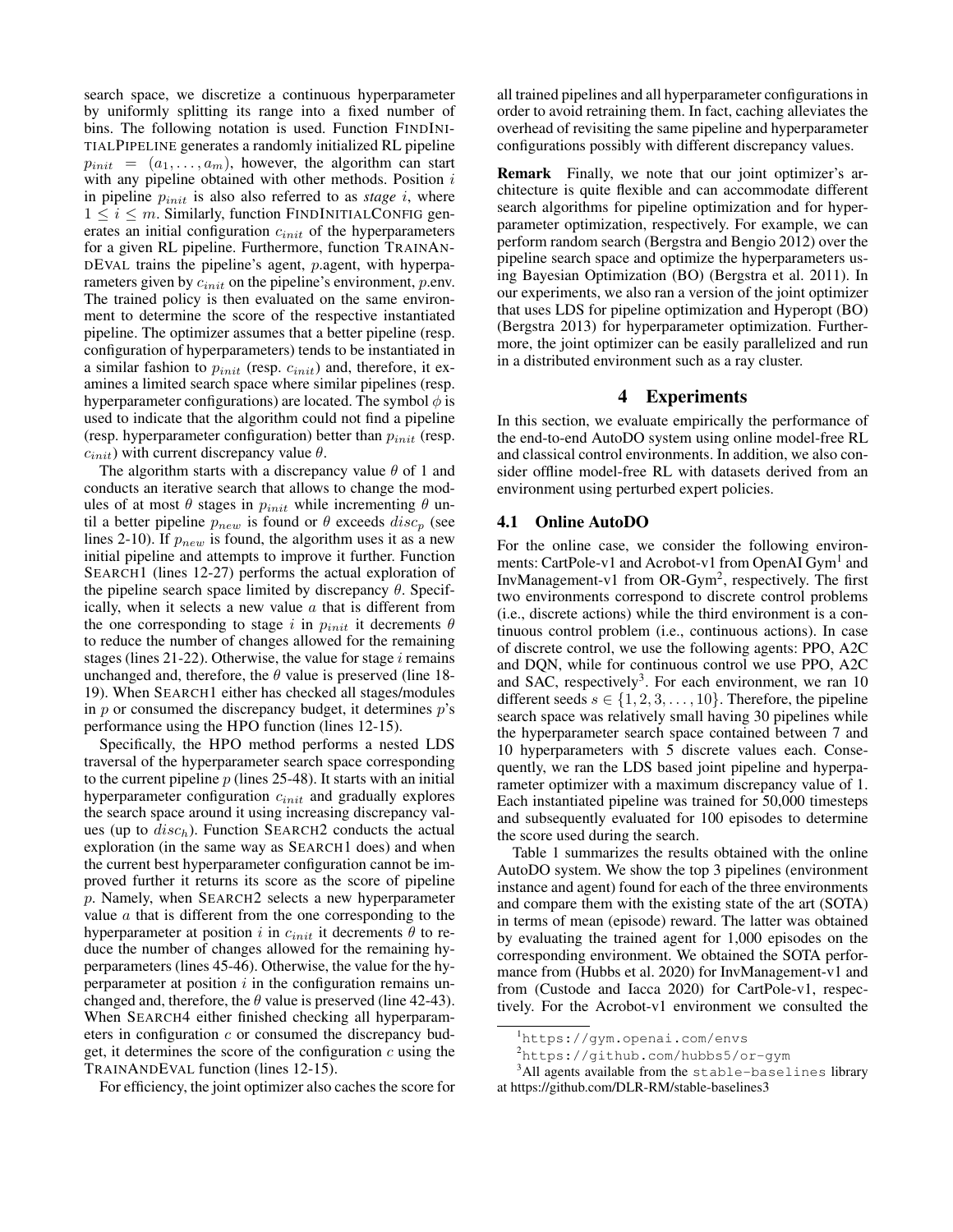search space, we discretize a continuous hyperparameter by uniformly splitting its range into a fixed number of bins. The following notation is used. Function FINDINITIALPIPELINE generates a randomly initialized RL pipeline $p_{init} = (a_1, \ldots, a_m)$, however, the algorithm can start with any pipeline obtained with other methods. Position $i$ in pipeline $p_{init}$ is also also referred to as *stage* $i$, where $1 \leq i \leq m$. Similarly, function FINDINITIALCONFIG generates an initial configuration $c_{init}$ of the hyperparameters for a given RL pipeline. Furthermore, function TRAINANDEVAL trains the pipeline's agent, $p$.agent, with hyperparameters given by $c_{init}$ on the pipeline's environment, $p$.env. The trained policy is then evaluated on the same environment to determine the score of the respective instantiated pipeline. The optimizer assumes that a better pipeline (resp. configuration of hyperparameters) tends to be instantiated in a similar fashion to $p_{init}$ (resp. $c_{init}$) and, therefore, it examines a limited search space where similar pipelines (resp. hyperparameter configurations) are located. The symbol $\phi$ is used to indicate that the algorithm could not find a pipeline (resp. hyperparameter configuration) better than $p_{init}$ (resp. $c_{init}$) with current discrepancy value $\theta$.

The algorithm starts with a discrepancy value $\theta$ of 1 and conducts an iterative search that allows to change the modules of at most $\theta$ stages in $p_{init}$ while incrementing $\theta$ until a better pipeline $p_{new}$ is found or $\theta$ exceeds $disc_p$ (see lines 2-10). If $p_{new}$ is found, the algorithm uses it as a new initial pipeline and attempts to improve it further. Function SEARCH1 (lines 12-27) performs the actual exploration of the pipeline search space limited by discrepancy $\theta$. Specifically, when it selects a new value $a$ that is different from the one corresponding to stage $i$ in $p_{init}$ it decrements $\theta$ to reduce the number of changes allowed for the remaining stages (lines 21-22). Otherwise, the value for stage $i$ remains unchanged and, therefore, the $\theta$ value is preserved (line 18-19). When SEARCH1 either has checked all stages/modules in $p$ or consumed the discrepancy budget, it determines $p$'s performance using the HPO function (lines 12-15).

Specifically, the HPO method performs a nested LDS traversal of the hyperparameter search space corresponding to the current pipeline $p$ (lines 25-48). It starts with an initial hyperparameter configuration $c_{init}$ and gradually explores the search space around it using increasing discrepancy values (up to $disc_h$). Function SEARCH2 conducts the actual exploration (in the same way as SEARCH1 does) and when the current best hyperparameter configuration cannot be improved further it returns its score as the score of pipeline $p$. Namely, when SEARCH2 selects a new hyperparameter value $a$ that is different from the one corresponding to the hyperparameter at position $i$ in $c_{init}$ it decrements $\theta$ to reduce the number of changes allowed for the remaining hyperparameters (lines 45-46). Otherwise, the value for the hyperparameter at position $i$ in the configuration remains unchanged and, therefore, the $\theta$ value is preserved (line 42-43). When SEARCH4 either finished checking all hyperparameters in configuration $c$ or consumed the discrepancy budget, it determines the score of the configuration $c$ using the TRAINANDEVAL function (lines 12-15).

For efficiency, the joint optimizer also caches the score for all trained pipelines and all hyperparameter configurations in order to avoid retraining them. In fact, caching alleviates the overhead of revisiting the same pipeline and hyperparameter configurations possibly with different discrepancy values.

**Remark** Finally, we note that our joint optimizer's architecture is quite flexible and can accommodate different search algorithms for pipeline optimization and for hyperparameter optimization, respectively. For example, we can perform random search (Bergstra and Bengio 2012) over the pipeline search space and optimize the hyperparameters using Bayesian Optimization (BO) (Bergstra et al. 2011). In our experiments, we also ran a version of the joint optimizer that uses LDS for pipeline optimization and Hyperopt (BO) (Bergstra 2013) for hyperparameter optimization. Furthermore, the joint optimizer can be easily parallelized and run in a distributed environment such as a ray cluster.

## 4 Experiments

In this section, we evaluate empirically the performance of the end-to-end AutoDO system using online model-free RL and classical control environments. In addition, we also consider offline model-free RL with datasets derived from an environment using perturbed expert policies.

### 4.1 Online AutoDO

For the online case, we consider the following environments: CartPole-v1 and Acrobot-v1 from OpenAI Gym[1] and InvManagement-v1 from OR-Gym[2], respectively. The first two environments correspond to discrete control problems (i.e., discrete actions) while the third environment is a continuous control problem (i.e., continuous actions). In case of discrete control, we use the following agents: PPO, A2C and DQN, while for continuous control we use PPO, A2C and SAC, respectively[3]. For each environment, we ran 10 different seeds $s \in \{1, 2, 3, \ldots, 10\}$. Therefore, the pipeline search space was relatively small having 30 pipelines while the hyperparameter search space contained between 7 and 10 hyperparameters with 5 discrete values each. Consequently, we ran the LDS based joint pipeline and hyperparameter optimizer with a maximum discrepancy value of 1. Each instantiated pipeline was trained for 50,000 timesteps and subsequently evaluated for 100 episodes to determine the score used during the search.

Table 1 summarizes the results obtained with the online AutoDO system. We show the top 3 pipelines (environment instance and agent) found for each of the three environments and compare them with the existing state of the art (SOTA) in terms of mean (episode) reward. The latter was obtained by evaluating the trained agent for 1,000 episodes on the corresponding environment. We obtained the SOTA performance from (Hubbs et al. 2020) for InvManagement-v1 and from (Custode and Iacca 2020) for CartPole-v1, respectively. For the Acrobot-v1 environment we consulted the

[1] https://gym.openai.com/envs

[2] https://github.com/hubbs5/or-gym

[3] All agents available from the stable-baselines library at https://github.com/DLR-RM/stable-baselines3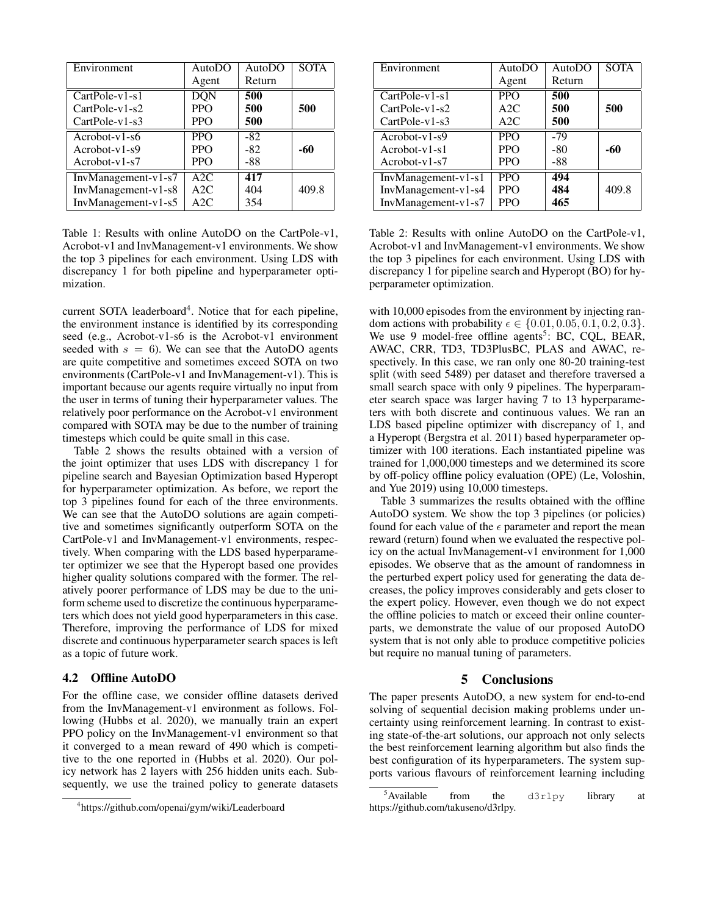| Environment | AutoDO Agent | AutoDO Return | SOTA |
|---|---|---|---|
| CartPole-v1-s1 | DQN | **500** | |
| CartPole-v1-s2 | PPO | **500** | **500** |
| CartPole-v1-s3 | PPO | **500** | |
| Acrobot-v1-s6 | PPO | -82 | |
| Acrobot-v1-s9 | PPO | -82 | **-60** |
| Acrobot-v1-s7 | PPO | -88 | |
| InvManagement-v1-s7 | A2C | **417** | |
| InvManagement-v1-s8 | A2C | 404 | 409.8 |
| InvManagement-v1-s5 | A2C | 354 | |

Table 1: Results with online AutoDO on the CartPole-v1, Acrobot-v1 and InvManagement-v1 environments. We show the top 3 pipelines for each environment. Using LDS with discrepancy 1 for both pipeline and hyperparameter optimization.

current SOTA leaderboard[4]. Notice that for each pipeline, the environment instance is identified by its corresponding seed (e.g., Acrobot-v1-s6 is the Acrobot-v1 environment seeded with $s = 6$). We can see that the AutoDO agents are quite competitive and sometimes exceed SOTA on two environments (CartPole-v1 and InvManagement-v1). This is important because our agents require virtually no input from the user in terms of tuning their hyperparameter values. The relatively poor performance on the Acrobot-v1 environment compared with SOTA may be due to the number of training timesteps which could be quite small in this case.

Table 2 shows the results obtained with a version of the joint optimizer that uses LDS with discrepancy 1 for pipeline search and Bayesian Optimization based Hyperopt for hyperparameter optimization. As before, we report the top 3 pipelines found for each of the three environments. We can see that the AutoDO solutions are again competitive and sometimes significantly outperform SOTA on the CartPole-v1 and InvManagement-v1 environments, respectively. When comparing with the LDS based hyperparameter optimizer we see that the Hyperopt based one provides higher quality solutions compared with the former. The relatively poorer performance of LDS may be due to the uniform scheme used to discretize the continuous hyperparameters which does not yield good hyperparameters in this case. Therefore, improving the performance of LDS for mixed discrete and continuous hyperparameter search spaces is left as a topic of future work.

### 4.2 Offline AutoDO

For the offline case, we consider offline datasets derived from the InvManagement-v1 environment as follows. Following (Hubbs et al. 2020), we manually train an expert PPO policy on the InvManagement-v1 environment so that it converged to a mean reward of 490 which is competitive to the one reported in (Hubbs et al. 2020). Our policy network has 2 layers with 256 hidden units each. Subsequently, we use the trained policy to generate datasets with 10,000 episodes from the environment by injecting random actions with probability $\epsilon \in \{0.01, 0.05, 0.1, 0.2, 0.3\}$. We use 9 model-free offline agents[5]: BC, CQL, BEAR, AWAC, CRR, TD3, TD3PlusBC, PLAS and AWAC, respectively. In this case, we ran only one 80-20 training-test split (with seed 5489) per dataset and therefore traversed a small search space with only 9 pipelines. The hyperparameter search space was larger having 7 to 13 hyperparameters with both discrete and continuous values. We ran an LDS based pipeline optimizer with discrepancy of 1, and a Hyperopt (Bergstra et al. 2011) based hyperparameter optimizer with 100 iterations. Each instantiated pipeline was trained for 1,000,000 timesteps and we determined its score by off-policy offline policy evaluation (OPE) (Le, Voloshin, and Yue 2019) using 10,000 timesteps.

| Environment | AutoDO Agent | AutoDO Return | SOTA |
|---|---|---|---|
| CartPole-v1-s1 | PPO | **500** | |
| CartPole-v1-s2 | A2C | **500** | **500** |
| CartPole-v1-s3 | A2C | **500** | |
| Acrobot-v1-s9 | PPO | -79 | |
| Acrobot-v1-s1 | PPO | -80 | **-60** |
| Acrobot-v1-s7 | PPO | -88 | |
| InvManagement-v1-s1 | PPO | **494** | |
| InvManagement-v1-s4 | PPO | **484** | 409.8 |
| InvManagement-v1-s7 | PPO | **465** | |

Table 2: Results with online AutoDO on the CartPole-v1, Acrobot-v1 and InvManagement-v1 environments. We show the top 3 pipelines for each environment. Using LDS with discrepancy 1 for pipeline search and Hyperopt (BO) for hyperparameter optimization.

Table 3 summarizes the results obtained with the offline AutoDO system. We show the top 3 pipelines (or policies) found for each value of the $\epsilon$ parameter and report the mean reward (return) found when we evaluated the respective policy on the actual InvManagement-v1 environment for 1,000 episodes. We observe that as the amount of randomness in the perturbed expert policy used for generating the data decreases, the policy improves considerably and gets closer to the expert policy. However, even though we do not expect the offline policies to match or exceed their online counterparts, we demonstrate the value of our proposed AutoDO system that is not only able to produce competitive policies but require no manual tuning of parameters.

## 5 Conclusions

The paper presents AutoDO, a new system for end-to-end solving of sequential decision making problems under uncertainty using reinforcement learning. In contrast to existing state-of-the-art solutions, our approach not only selects the best reinforcement learning algorithm but also finds the best configuration of its hyperparameters. The system supports various flavours of reinforcement learning including

[4] https://github.com/openai/gym/wiki/Leaderboard

[5] Available from the d3rlpy library at https://github.com/takuseno/d3rlpy.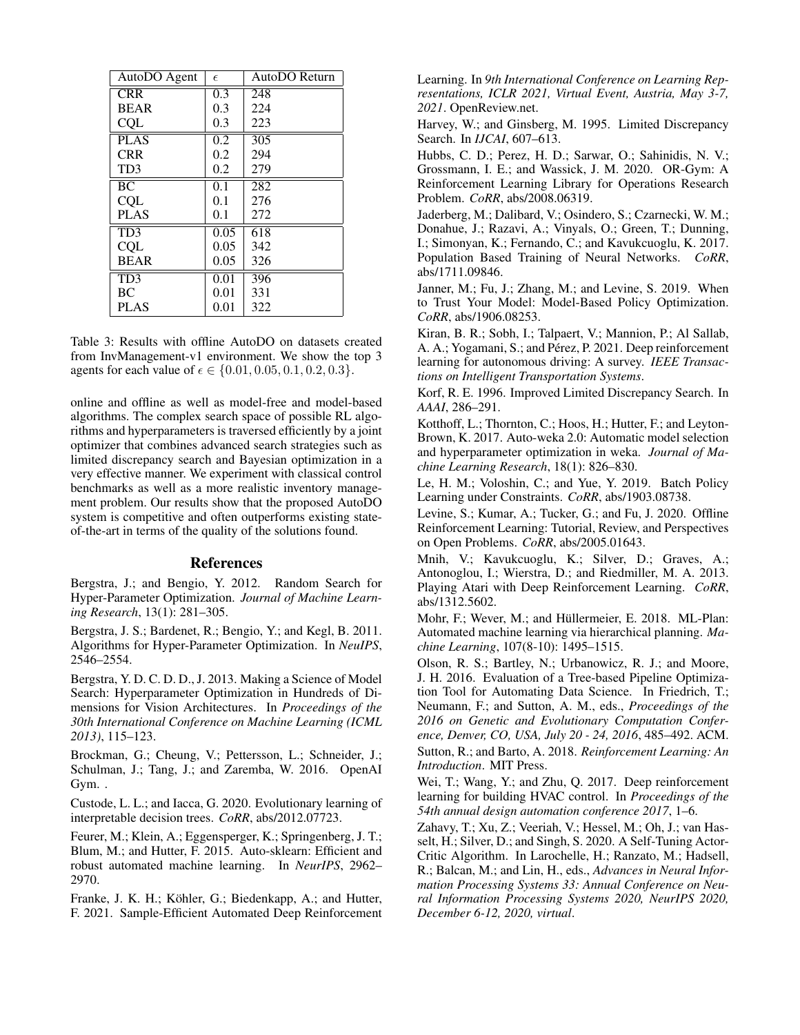| AutoDO Agent | $\epsilon$ | AutoDO Return |
|---|---|---|
| CRR | 0.3 | 248 |
| BEAR | 0.3 | 224 |
| CQL | 0.3 | 223 |
| PLAS | 0.2 | 305 |
| CRR | 0.2 | 294 |
| TD3 | 0.2 | 279 |
| BC | 0.1 | 282 |
| CQL | 0.1 | 276 |
| PLAS | 0.1 | 272 |
| TD3 | 0.05 | 618 |
| CQL | 0.05 | 342 |
| BEAR | 0.05 | 326 |
| TD3 | 0.01 | 396 |
| BC | 0.01 | 331 |
| PLAS | 0.01 | 322 |

Table 3: Results with offline AutoDO on datasets created from InvManagement-v1 environment. We show the top 3 agents for each value of $\epsilon \in \{0.01, 0.05, 0.1, 0.2, 0.3\}$.

online and offline as well as model-free and model-based algorithms. The complex search space of possible RL algorithms and hyperparameters is traversed efficiently by a joint optimizer that combines advanced search strategies such as limited discrepancy search and Bayesian optimization in a very effective manner. We experiment with classical control benchmarks as well as a more realistic inventory management problem. Our results show that the proposed AutoDO system is competitive and often outperforms existing state-of-the-art in terms of the quality of the solutions found.

## References

Bergstra, J.; and Bengio, Y. 2012. Random Search for Hyper-Parameter Optimization. *Journal of Machine Learning Research*, 13(1): 281–305.

Bergstra, J. S.; Bardenet, R.; Bengio, Y.; and Kegl, B. 2011. Algorithms for Hyper-Parameter Optimization. In *NeuIPS*, 2546–2554.

Bergstra, Y. D. C. D. D., J. 2013. Making a Science of Model Search: Hyperparameter Optimization in Hundreds of Dimensions for Vision Architectures. In *Proceedings of the 30th International Conference on Machine Learning (ICML 2013)*, 115–123.

Brockman, G.; Cheung, V.; Pettersson, L.; Schneider, J.; Schulman, J.; Tang, J.; and Zaremba, W. 2016. OpenAI Gym. .

Custode, L. L.; and Iacca, G. 2020. Evolutionary learning of interpretable decision trees. *CoRR*, abs/2012.07723.

Feurer, M.; Klein, A.; Eggensperger, K.; Springenberg, J. T.; Blum, M.; and Hutter, F. 2015. Auto-sklearn: Efficient and robust automated machine learning. In *NeurIPS*, 2962–2970.

Franke, J. K. H.; Köhler, G.; Biedenkapp, A.; and Hutter, F. 2021. Sample-Efficient Automated Deep Reinforcement Learning. In *9th International Conference on Learning Representations, ICLR 2021, Virtual Event, Austria, May 3-7, 2021*. OpenReview.net.

Harvey, W.; and Ginsberg, M. 1995. Limited Discrepancy Search. In *IJCAI*, 607–613.

Hubbs, C. D.; Perez, H. D.; Sarwar, O.; Sahinidis, N. V.; Grossmann, I. E.; and Wassick, J. M. 2020. OR-Gym: A Reinforcement Learning Library for Operations Research Problem. *CoRR*, abs/2008.06319.

Jaderberg, M.; Dalibard, V.; Osindero, S.; Czarnecki, W. M.; Donahue, J.; Razavi, A.; Vinyals, O.; Green, T.; Dunning, I.; Simonyan, K.; Fernando, C.; and Kavukcuoglu, K. 2017. Population Based Training of Neural Networks. *CoRR*, abs/1711.09846.

Janner, M.; Fu, J.; Zhang, M.; and Levine, S. 2019. When to Trust Your Model: Model-Based Policy Optimization. *CoRR*, abs/1906.08253.

Kiran, B. R.; Sobh, I.; Talpaert, V.; Mannion, P.; Al Sallab, A. A.; Yogamani, S.; and Pérez, P. 2021. Deep reinforcement learning for autonomous driving: A survey. *IEEE Transactions on Intelligent Transportation Systems*.

Korf, R. E. 1996. Improved Limited Discrepancy Search. In *AAAI*, 286–291.

Kotthoff, L.; Thornton, C.; Hoos, H.; Hutter, F.; and Leyton-Brown, K. 2017. Auto-weka 2.0: Automatic model selection and hyperparameter optimization in weka. *Journal of Machine Learning Research*, 18(1): 826–830.

Le, H. M.; Voloshin, C.; and Yue, Y. 2019. Batch Policy Learning under Constraints. *CoRR*, abs/1903.08738.

Levine, S.; Kumar, A.; Tucker, G.; and Fu, J. 2020. Offline Reinforcement Learning: Tutorial, Review, and Perspectives on Open Problems. *CoRR*, abs/2005.01643.

Mnih, V.; Kavukcuoglu, K.; Silver, D.; Graves, A.; Antonoglou, I.; Wierstra, D.; and Riedmiller, M. A. 2013. Playing Atari with Deep Reinforcement Learning. *CoRR*, abs/1312.5602.

Mohr, F.; Wever, M.; and Hüllermeier, E. 2018. ML-Plan: Automated machine learning via hierarchical planning. *Machine Learning*, 107(8-10): 1495–1515.

Olson, R. S.; Bartley, N.; Urbanowicz, R. J.; and Moore, J. H. 2016. Evaluation of a Tree-based Pipeline Optimization Tool for Automating Data Science. In Friedrich, T.; Neumann, F.; and Sutton, A. M., eds., *Proceedings of the 2016 on Genetic and Evolutionary Computation Conference, Denver, CO, USA, July 20 - 24, 2016*, 485–492. ACM.

Sutton, R.; and Barto, A. 2018. *Reinforcement Learning: An Introduction*. MIT Press.

Wei, T.; Wang, Y.; and Zhu, Q. 2017. Deep reinforcement learning for building HVAC control. In *Proceedings of the 54th annual design automation conference 2017*, 1–6.

Zahavy, T.; Xu, Z.; Veeriah, V.; Hessel, M.; Oh, J.; van Hasselt, H.; Silver, D.; and Singh, S. 2020. A Self-Tuning Actor-Critic Algorithm. In Larochelle, H.; Ranzato, M.; Hadsell, R.; Balcan, M.; and Lin, H., eds., *Advances in Neural Information Processing Systems 33: Annual Conference on Neural Information Processing Systems 2020, NeurIPS 2020, December 6-12, 2020, virtual*.